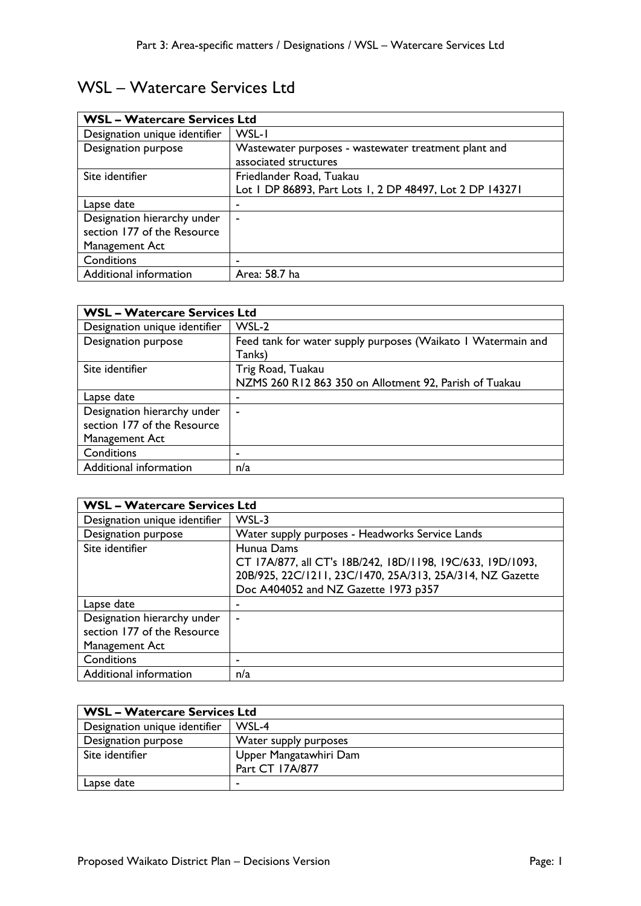# WSL – Watercare Services Ltd

| **WSL – Watercare Services Ltd** | |
| --- | --- |
| Designation unique identifier | WSL-1 |
| Designation purpose | Wastewater purposes - wastewater treatment plant and associated structures |
| Site identifier | Friedlander Road, Tuakau<br>Lot 1 DP 86893, Part Lots 1, 2 DP 48497, Lot 2 DP 143271 |
| Lapse date | - |
| Designation hierarchy under section 177 of the Resource Management Act | - |
| Conditions | - |
| Additional information | Area: 58.7 ha |

| **WSL – Watercare Services Ltd** | |
| --- | --- |
| Designation unique identifier | WSL-2 |
| Designation purpose | Feed tank for water supply purposes (Waikato 1 Watermain and Tanks) |
| Site identifier | Trig Road, Tuakau<br>NZMS 260 R12 863 350 on Allotment 92, Parish of Tuakau |
| Lapse date | - |
| Designation hierarchy under section 177 of the Resource Management Act | - |
| Conditions | - |
| Additional information | n/a |

| **WSL – Watercare Services Ltd** | |
| --- | --- |
| Designation unique identifier | WSL-3 |
| Designation purpose | Water supply purposes - Headworks Service Lands |
| Site identifier | Hunua Dams<br>CT 17A/877, all CT's 18B/242, 18D/1198, 19C/633, 19D/1093, 20B/925, 22C/1211, 23C/1470, 25A/313, 25A/314, NZ Gazette Doc A404052 and NZ Gazette 1973 p357 |
| Lapse date | - |
| Designation hierarchy under section 177 of the Resource Management Act | - |
| Conditions | - |
| Additional information | n/a |

| **WSL – Watercare Services Ltd** | |
| --- | --- |
| Designation unique identifier | WSL-4 |
| Designation purpose | Water supply purposes |
| Site identifier | Upper Mangatawhiri Dam<br>Part CT 17A/877 |
| Lapse date | - |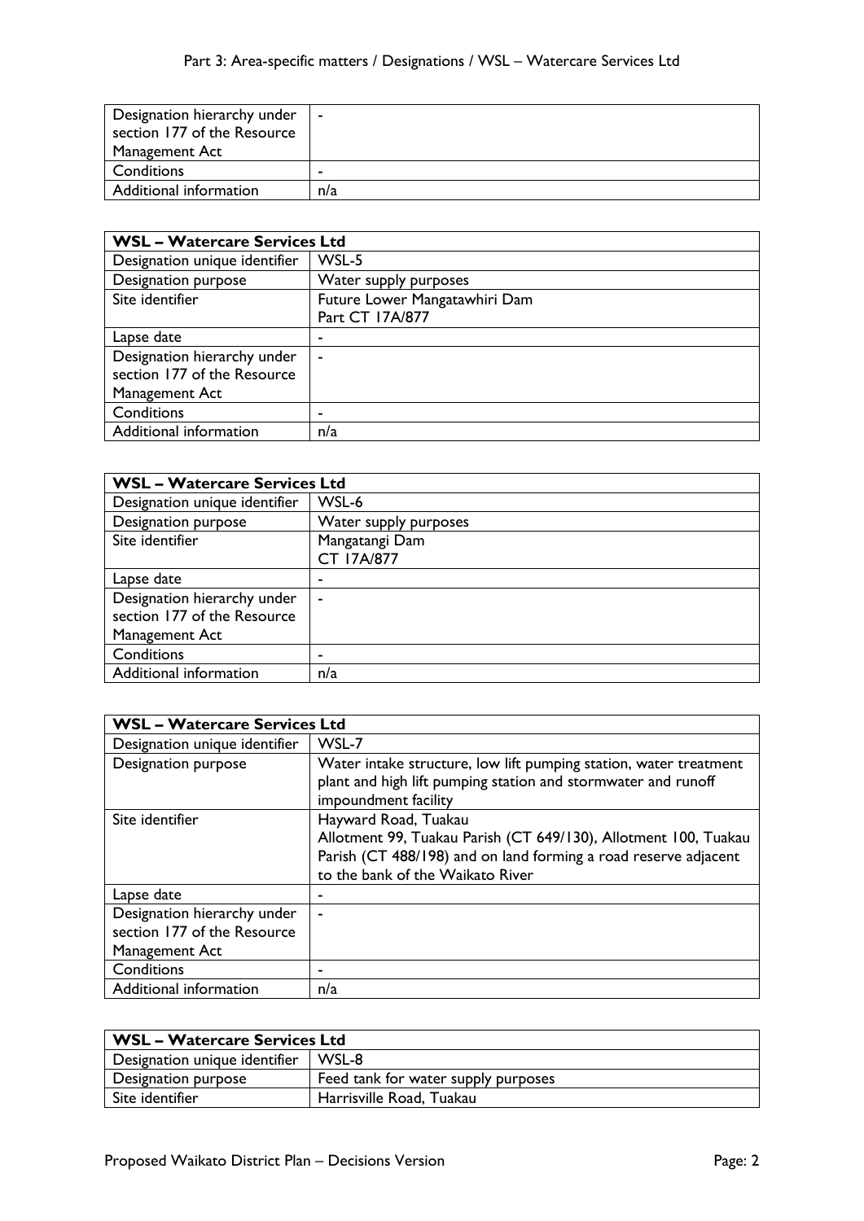| | |
|---|---|
| Designation hierarchy under section 177 of the Resource Management Act | - |
| Conditions | - |
| Additional information | n/a |

| WSL – Watercare Services Ltd | |
|---|---|
| Designation unique identifier | WSL-5 |
| Designation purpose | Water supply purposes |
| Site identifier | Future Lower Mangatawhiri Dam<br>Part CT 17A/877 |
| Lapse date | - |
| Designation hierarchy under section 177 of the Resource Management Act | - |
| Conditions | - |
| Additional information | n/a |

| WSL – Watercare Services Ltd | |
|---|---|
| Designation unique identifier | WSL-6 |
| Designation purpose | Water supply purposes |
| Site identifier | Mangatangi Dam<br>CT 17A/877 |
| Lapse date | - |
| Designation hierarchy under section 177 of the Resource Management Act | - |
| Conditions | - |
| Additional information | n/a |

| WSL – Watercare Services Ltd | |
|---|---|
| Designation unique identifier | WSL-7 |
| Designation purpose | Water intake structure, low lift pumping station, water treatment plant and high lift pumping station and stormwater and runoff impoundment facility |
| Site identifier | Hayward Road, Tuakau<br>Allotment 99, Tuakau Parish (CT 649/130), Allotment 100, Tuakau Parish (CT 488/198) and on land forming a road reserve adjacent to the bank of the Waikato River |
| Lapse date | - |
| Designation hierarchy under section 177 of the Resource Management Act | - |
| Conditions | - |
| Additional information | n/a |

| WSL – Watercare Services Ltd | |
|---|---|
| Designation unique identifier | WSL-8 |
| Designation purpose | Feed tank for water supply purposes |
| Site identifier | Harrisville Road, Tuakau |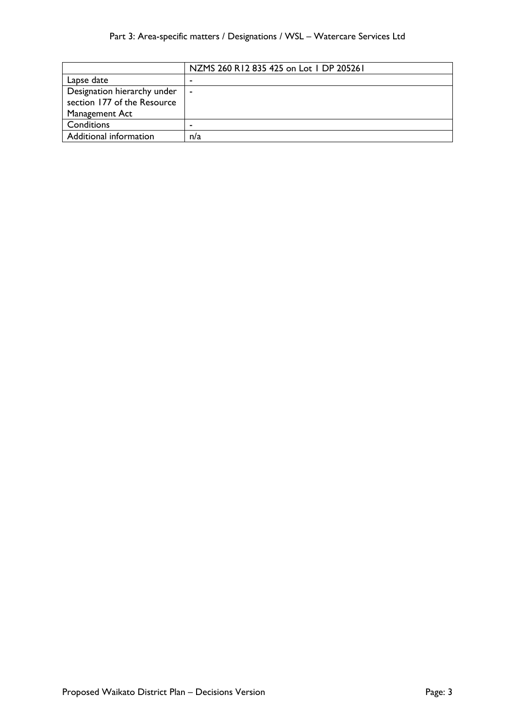| | NZMS 260 R12 835 425 on Lot 1 DP 205261 |
|---|---|
| Lapse date | - |
| Designation hierarchy under section 177 of the Resource Management Act | - |
| Conditions | - |
| Additional information | n/a |